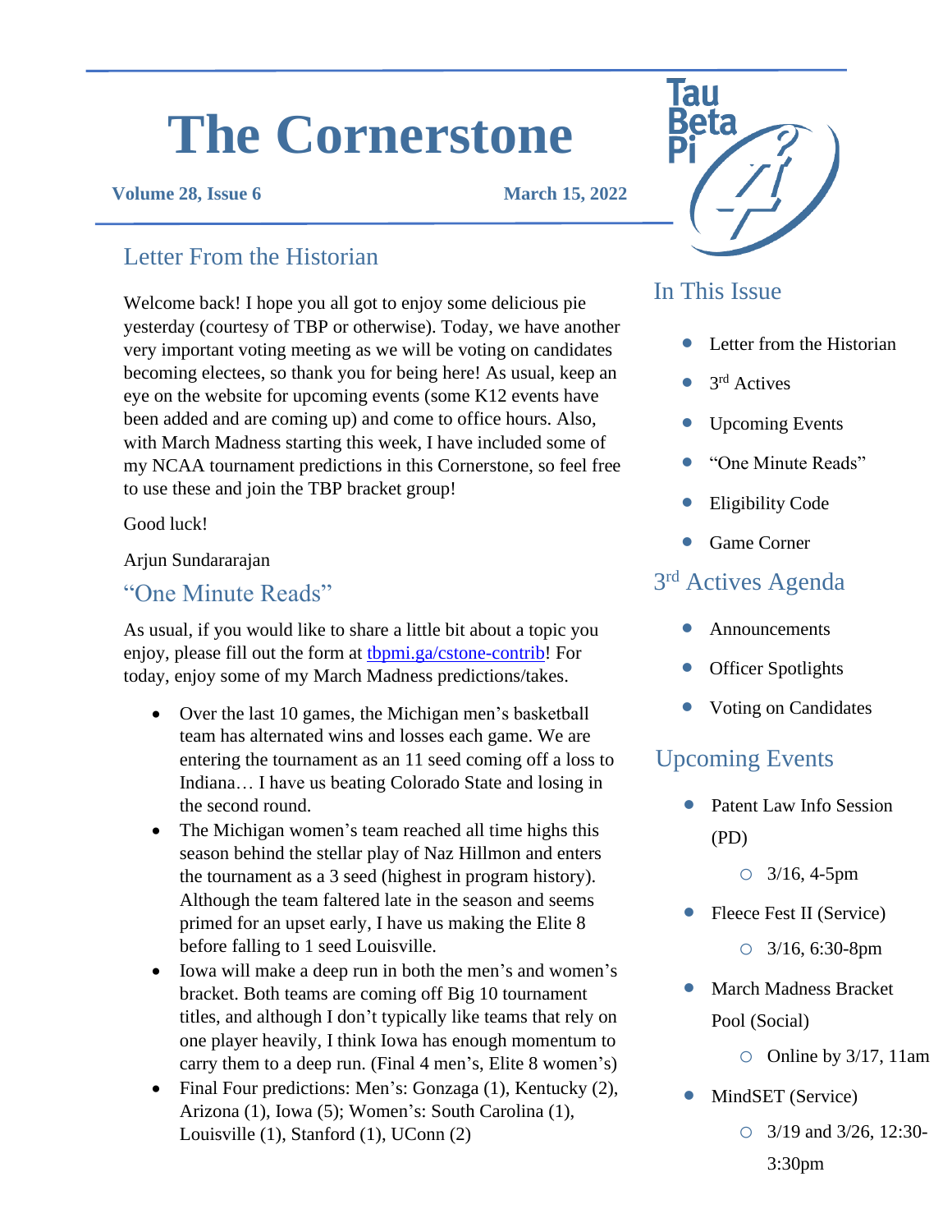# The Cornerstone

**Volume 28, Issue 6** **March 15, 2022**

## Letter From the Historian

Welcome back! I hope you all got to enjoy some delicious pie yesterday (courtesy of TBP or otherwise). Today, we have another very important voting meeting as we will be voting on candidates becoming electees, so thank you for being here! As usual, keep an eye on the website for upcoming events (some K12 events have been added and are coming up) and come to office hours. Also, with March Madness starting this week, I have included some of my NCAA tournament predictions in this Cornerstone, so feel free to use these and join the TBP bracket group!

Good luck!

Arjun Sundararajan

## "One Minute Reads"

As usual, if you would like to share a little bit about a topic you enjoy, please fill out the form at tbpmi.ga/cstone-contrib! For today, enjoy some of my March Madness predictions/takes.

- Over the last 10 games, the Michigan men's basketball team has alternated wins and losses each game. We are entering the tournament as an 11 seed coming off a loss to Indiana… I have us beating Colorado State and losing in the second round.
- The Michigan women's team reached all time highs this season behind the stellar play of Naz Hillmon and enters the tournament as a 3 seed (highest in program history). Although the team faltered late in the season and seems primed for an upset early, I have us making the Elite 8 before falling to 1 seed Louisville.
- Iowa will make a deep run in both the men's and women's bracket. Both teams are coming off Big 10 tournament titles, and although I don't typically like teams that rely on one player heavily, I think Iowa has enough momentum to carry them to a deep run. (Final 4 men's, Elite 8 women's)
- Final Four predictions: Men's: Gonzaga (1), Kentucky (2), Arizona (1), Iowa (5); Women's: South Carolina (1), Louisville (1), Stanford (1), UConn (2)

## In This Issue

- Letter from the Historian
- 3rd Actives
- Upcoming Events
- "One Minute Reads"
- Eligibility Code
- Game Corner

## 3rd Actives Agenda

- Announcements
- Officer Spotlights
- Voting on Candidates

## Upcoming Events

- Patent Law Info Session (PD)
  - 3/16, 4-5pm
- Fleece Fest II (Service)
  - 3/16, 6:30-8pm
- March Madness Bracket Pool (Social)
  - Online by 3/17, 11am
- MindSET (Service)
  - 3/19 and 3/26, 12:30-3:30pm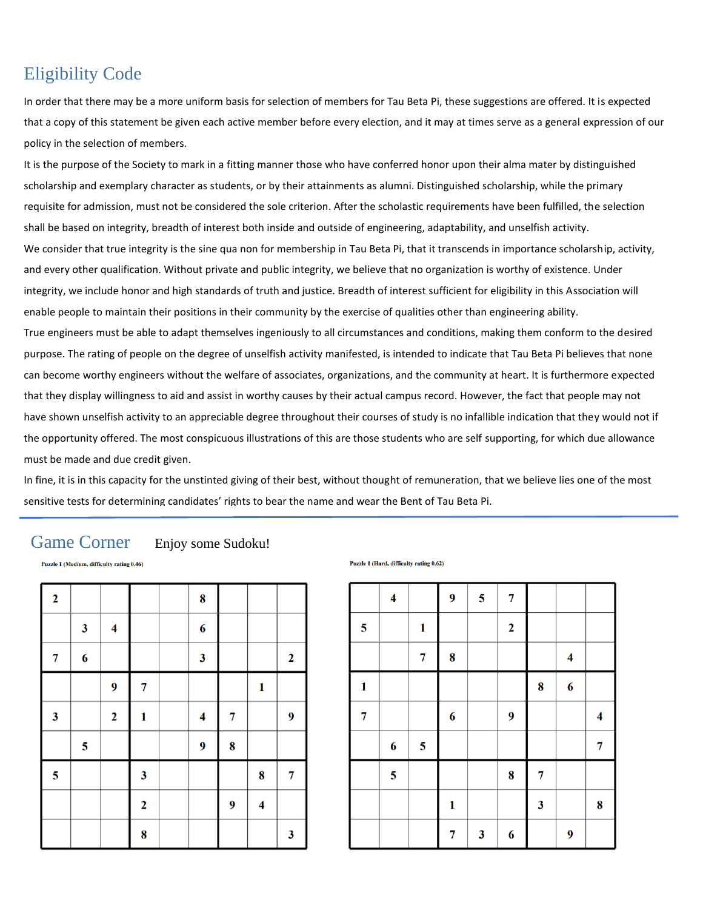# Eligibility Code

In order that there may be a more uniform basis for selection of members for Tau Beta Pi, these suggestions are offered. It is expected that a copy of this statement be given each active member before every election, and it may at times serve as a general expression of our policy in the selection of members.

It is the purpose of the Society to mark in a fitting manner those who have conferred honor upon their alma mater by distinguished scholarship and exemplary character as students, or by their attainments as alumni. Distinguished scholarship, while the primary requisite for admission, must not be considered the sole criterion. After the scholastic requirements have been fulfilled, the selection shall be based on integrity, breadth of interest both inside and outside of engineering, adaptability, and unselfish activity.

We consider that true integrity is the sine qua non for membership in Tau Beta Pi, that it transcends in importance scholarship, activity, and every other qualification. Without private and public integrity, we believe that no organization is worthy of existence. Under integrity, we include honor and high standards of truth and justice. Breadth of interest sufficient for eligibility in this Association will enable people to maintain their positions in their community by the exercise of qualities other than engineering ability.

True engineers must be able to adapt themselves ingeniously to all circumstances and conditions, making them conform to the desired purpose. The rating of people on the degree of unselfish activity manifested, is intended to indicate that Tau Beta Pi believes that none can become worthy engineers without the welfare of associates, organizations, and the community at heart. It is furthermore expected that they display willingness to aid and assist in worthy causes by their actual campus record. However, the fact that people may not have shown unselfish activity to an appreciable degree throughout their courses of study is no infallible indication that they would not if the opportunity offered. The most conspicuous illustrations of this are those students who are self supporting, for which due allowance must be made and due credit given.

In fine, it is in this capacity for the unstinted giving of their best, without thought of remuneration, that we believe lies one of the most sensitive tests for determining candidates' rights to bear the name and wear the Bent of Tau Beta Pi.

# Game Corner

Enjoy some Sudoku!

**Puzzle 1 (Medium, difficulty rating 0.46)**

| | | | | | | | | |
|---|---|---|---|---|---|---|---|---|
| 2 | | | | | 8 | | | |
| | 3 | 4 | | | 6 | | | |
| 7 | 6 | | | | 3 | | | 2 |
| | | 9 | 7 | | | | 1 | |
| 3 | | 2 | 1 | | 4 | 7 | | 9 |
| | 5 | | | | 9 | 8 | | |
| 5 | | | 3 | | | | 8 | 7 |
| | | | 2 | | | 9 | 4 | |
| | | | 8 | | | | | 3 |

**Puzzle 1 (Hard, difficulty rating 0.62)**

| | | | | | | | | |
|---|---|---|---|---|---|---|---|---|
| | 4 | | 9 | 5 | 7 | | | |
| 5 | | 1 | | | 2 | | | |
| | | 7 | 8 | | | | 4 | |
| 1 | | | | | | 8 | 6 | |
| 7 | | | 6 | | 9 | | | 4 |
| | 6 | 5 | | | | | | 7 |
| | 5 | | | | 8 | 7 | | |
| | | | 1 | | | 3 | | 8 |
| | | | 7 | 3 | 6 | | 9 | |